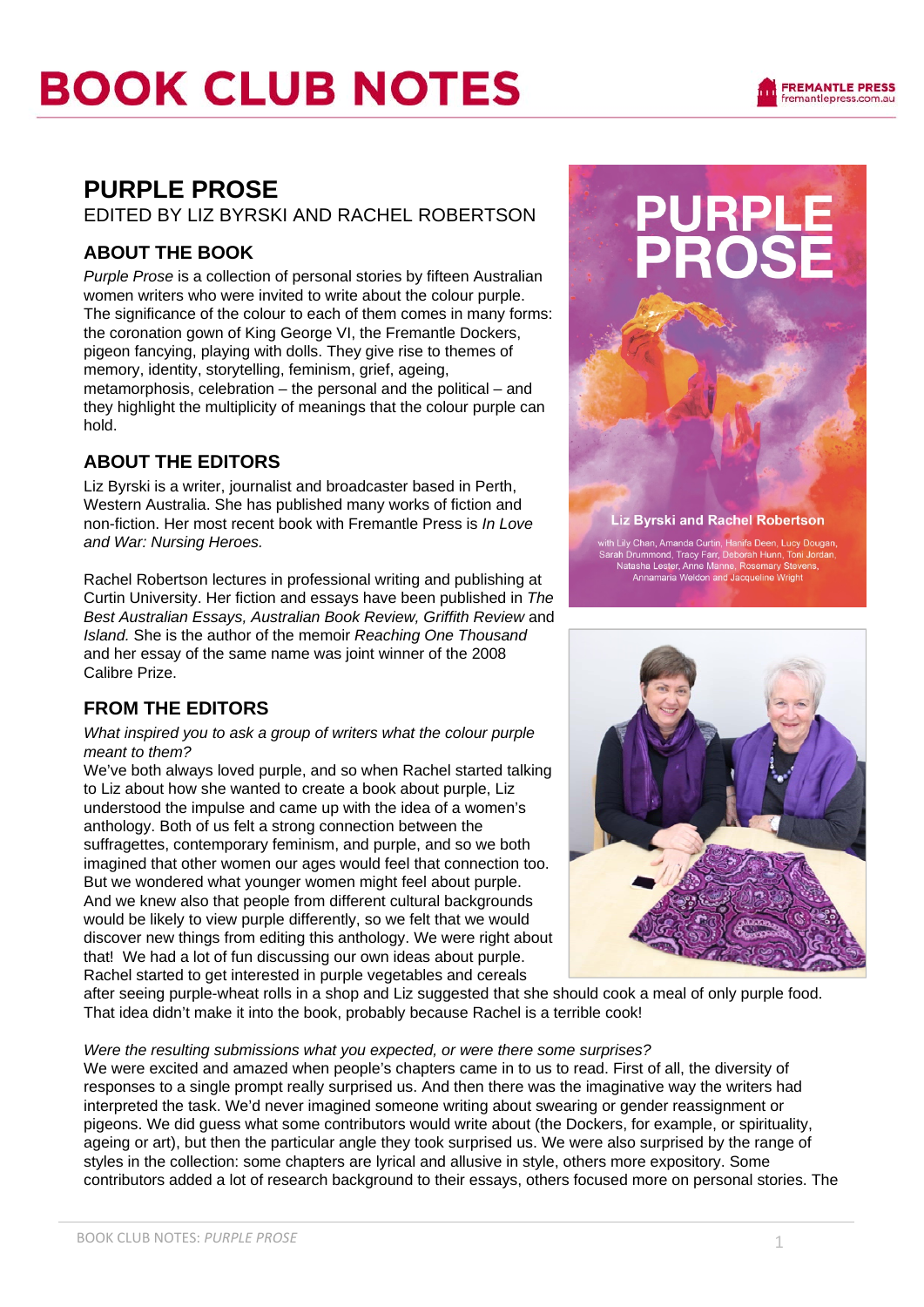# BOOK CLUB NOTES

## PURPLE PROSE

EDITED BY LIZ BYRSKI AND RACHEL ROBERTSON

### ABOUT THE BOOK

*Purple Prose* is a collection of personal stories by fifteen Australian women writers who were invited to write about the colour purple. The significance of the colour to each of them comes in many forms: the coronation gown of King George VI, the Fremantle Dockers, pigeon fancying, playing with dolls. They give rise to themes of memory, identity, storytelling, feminism, grief, ageing, metamorphosis, celebration – the personal and the political – and they highlight the multiplicity of meanings that the colour purple can hold.

### ABOUT THE EDITORS

Liz Byrski is a writer, journalist and broadcaster based in Perth, Western Australia. She has published many works of fiction and non-fiction. Her most recent book with Fremantle Press is *In Love and War: Nursing Heroes.*

Rachel Robertson lectures in professional writing and publishing at Curtin University. Her fiction and essays have been published in *The Best Australian Essays, Australian Book Review, Griffith Review* and *Island.* She is the author of the memoir *Reaching One Thousand* and her essay of the same name was joint winner of the 2008 Calibre Prize.

### FROM THE EDITORS

*What inspired you to ask a group of writers what the colour purple meant to them?*

We've both always loved purple, and so when Rachel started talking to Liz about how she wanted to create a book about purple, Liz understood the impulse and came up with the idea of a women's anthology. Both of us felt a strong connection between the suffragettes, contemporary feminism, and purple, and so we both imagined that other women our ages would feel that connection too. But we wondered what younger women might feel about purple. And we knew also that people from different cultural backgrounds would be likely to view purple differently, so we felt that we would discover new things from editing this anthology. We were right about that! We had a lot of fun discussing our own ideas about purple. Rachel started to get interested in purple vegetables and cereals after seeing purple-wheat rolls in a shop and Liz suggested that she should cook a meal of only purple food. That idea didn't make it into the book, probably because Rachel is a terrible cook!

*Were the resulting submissions what you expected, or were there some surprises?*

We were excited and amazed when people's chapters came in to us to read. First of all, the diversity of responses to a single prompt really surprised us. And then there was the imaginative way the writers had interpreted the task. We'd never imagined someone writing about swearing or gender reassignment or pigeons. We did guess what some contributors would write about (the Dockers, for example, or spirituality, ageing or art), but then the particular angle they took surprised us. We were also surprised by the range of styles in the collection: some chapters are lyrical and allusive in style, others more expository. Some contributors added a lot of research background to their essays, others focused more on personal stories. The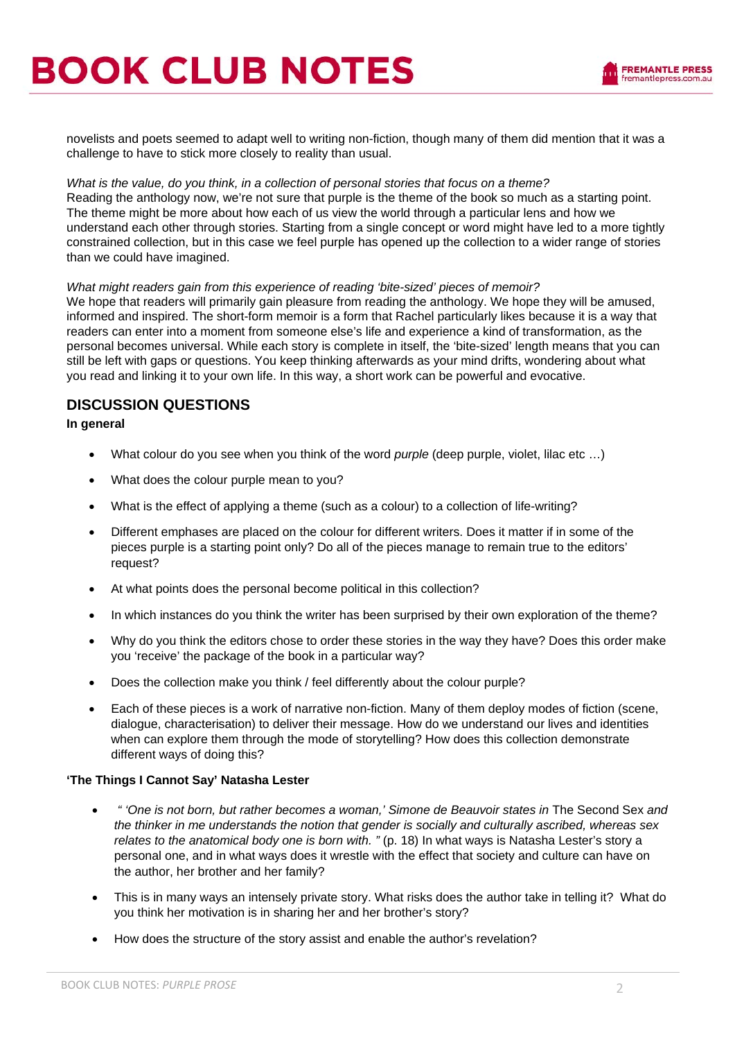novelists and poets seemed to adapt well to writing non-fiction, though many of them did mention that it was a challenge to have to stick more closely to reality than usual.

*What is the value, do you think, in a collection of personal stories that focus on a theme?*
Reading the anthology now, we're not sure that purple is the theme of the book so much as a starting point. The theme might be more about how each of us view the world through a particular lens and how we understand each other through stories. Starting from a single concept or word might have led to a more tightly constrained collection, but in this case we feel purple has opened up the collection to a wider range of stories than we could have imagined.

*What might readers gain from this experience of reading 'bite-sized' pieces of memoir?*
We hope that readers will primarily gain pleasure from reading the anthology. We hope they will be amused, informed and inspired. The short-form memoir is a form that Rachel particularly likes because it is a way that readers can enter into a moment from someone else's life and experience a kind of transformation, as the personal becomes universal. While each story is complete in itself, the 'bite-sized' length means that you can still be left with gaps or questions. You keep thinking afterwards as your mind drifts, wondering about what you read and linking it to your own life. In this way, a short work can be powerful and evocative.

## DISCUSSION QUESTIONS

**In general**

- What colour do you see when you think of the word *purple* (deep purple, violet, lilac etc …)
- What does the colour purple mean to you?
- What is the effect of applying a theme (such as a colour) to a collection of life-writing?
- Different emphases are placed on the colour for different writers. Does it matter if in some of the pieces purple is a starting point only? Do all of the pieces manage to remain true to the editors' request?
- At what points does the personal become political in this collection?
- In which instances do you think the writer has been surprised by their own exploration of the theme?
- Why do you think the editors chose to order these stories in the way they have? Does this order make you 'receive' the package of the book in a particular way?
- Does the collection make you think / feel differently about the colour purple?
- Each of these pieces is a work of narrative non-fiction. Many of them deploy modes of fiction (scene, dialogue, characterisation) to deliver their message. How do we understand our lives and identities when can explore them through the mode of storytelling? How does this collection demonstrate different ways of doing this?

**'The Things I Cannot Say' Natasha Lester**

- *" 'One is not born, but rather becomes a woman,' Simone de Beauvoir states in* The Second Sex *and the thinker in me understands the notion that gender is socially and culturally ascribed, whereas sex relates to the anatomical body one is born with. "* (p. 18) In what ways is Natasha Lester's story a personal one, and in what ways does it wrestle with the effect that society and culture can have on the author, her brother and her family?
- This is in many ways an intensely private story. What risks does the author take in telling it? What do you think her motivation is in sharing her and her brother's story?
- How does the structure of the story assist and enable the author's revelation?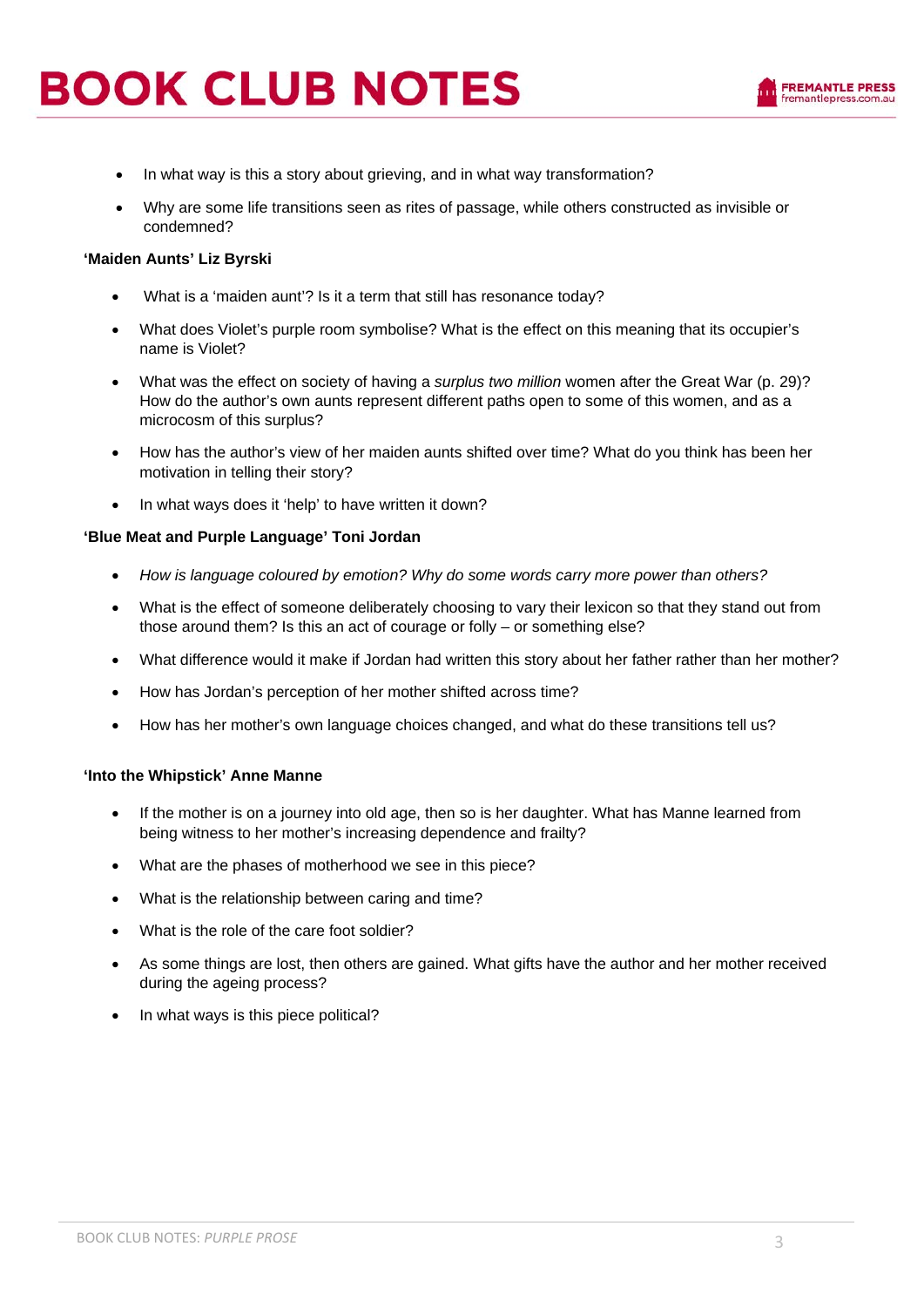- In what way is this a story about grieving, and in what way transformation?
- Why are some life transitions seen as rites of passage, while others constructed as invisible or condemned?

**'Maiden Aunts' Liz Byrski**

- What is a 'maiden aunt'? Is it a term that still has resonance today?
- What does Violet's purple room symbolise? What is the effect on this meaning that its occupier's name is Violet?
- What was the effect on society of having a *surplus two million* women after the Great War (p. 29)? How do the author's own aunts represent different paths open to some of this women, and as a microcosm of this surplus?
- How has the author's view of her maiden aunts shifted over time? What do you think has been her motivation in telling their story?
- In what ways does it 'help' to have written it down?

**'Blue Meat and Purple Language' Toni Jordan**

- *How is language coloured by emotion? Why do some words carry more power than others?*
- What is the effect of someone deliberately choosing to vary their lexicon so that they stand out from those around them? Is this an act of courage or folly – or something else?
- What difference would it make if Jordan had written this story about her father rather than her mother?
- How has Jordan's perception of her mother shifted across time?
- How has her mother's own language choices changed, and what do these transitions tell us?

**'Into the Whipstick' Anne Manne**

- If the mother is on a journey into old age, then so is her daughter. What has Manne learned from being witness to her mother's increasing dependence and frailty?
- What are the phases of motherhood we see in this piece?
- What is the relationship between caring and time?
- What is the role of the care foot soldier?
- As some things are lost, then others are gained. What gifts have the author and her mother received during the ageing process?
- In what ways is this piece political?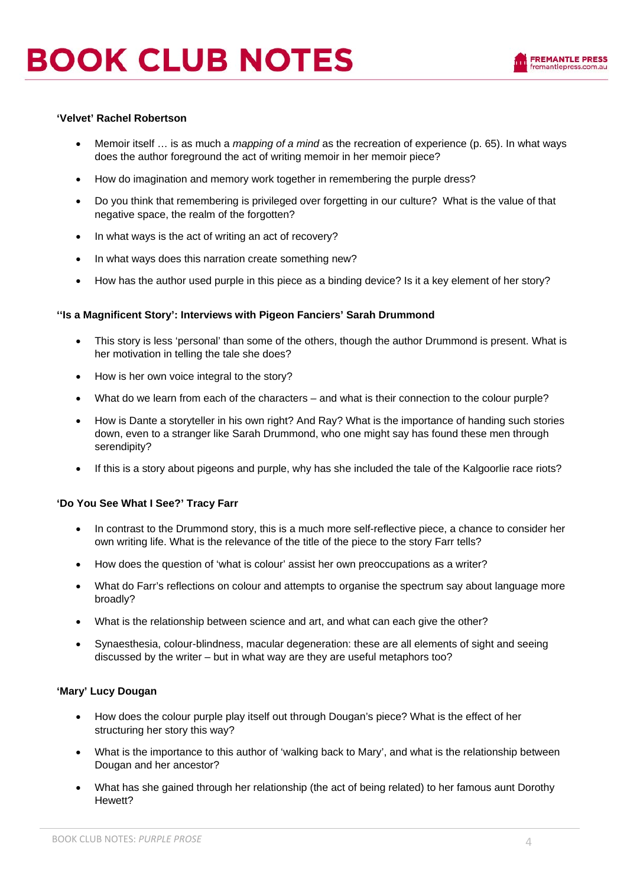**'Velvet' Rachel Robertson**

- Memoir itself … is as much a *mapping of a mind* as the recreation of experience (p. 65). In what ways does the author foreground the act of writing memoir in her memoir piece?
- How do imagination and memory work together in remembering the purple dress?
- Do you think that remembering is privileged over forgetting in our culture? What is the value of that negative space, the realm of the forgotten?
- In what ways is the act of writing an act of recovery?
- In what ways does this narration create something new?
- How has the author used purple in this piece as a binding device? Is it a key element of her story?

**''Is a Magnificent Story': Interviews with Pigeon Fanciers' Sarah Drummond**

- This story is less 'personal' than some of the others, though the author Drummond is present. What is her motivation in telling the tale she does?
- How is her own voice integral to the story?
- What do we learn from each of the characters – and what is their connection to the colour purple?
- How is Dante a storyteller in his own right? And Ray? What is the importance of handing such stories down, even to a stranger like Sarah Drummond, who one might say has found these men through serendipity?
- If this is a story about pigeons and purple, why has she included the tale of the Kalgoorlie race riots?

**'Do You See What I See?' Tracy Farr**

- In contrast to the Drummond story, this is a much more self-reflective piece, a chance to consider her own writing life. What is the relevance of the title of the piece to the story Farr tells?
- How does the question of 'what is colour' assist her own preoccupations as a writer?
- What do Farr's reflections on colour and attempts to organise the spectrum say about language more broadly?
- What is the relationship between science and art, and what can each give the other?
- Synaesthesia, colour-blindness, macular degeneration: these are all elements of sight and seeing discussed by the writer – but in what way are they are useful metaphors too?

**'Mary' Lucy Dougan**

- How does the colour purple play itself out through Dougan's piece? What is the effect of her structuring her story this way?
- What is the importance to this author of 'walking back to Mary', and what is the relationship between Dougan and her ancestor?
- What has she gained through her relationship (the act of being related) to her famous aunt Dorothy Hewett?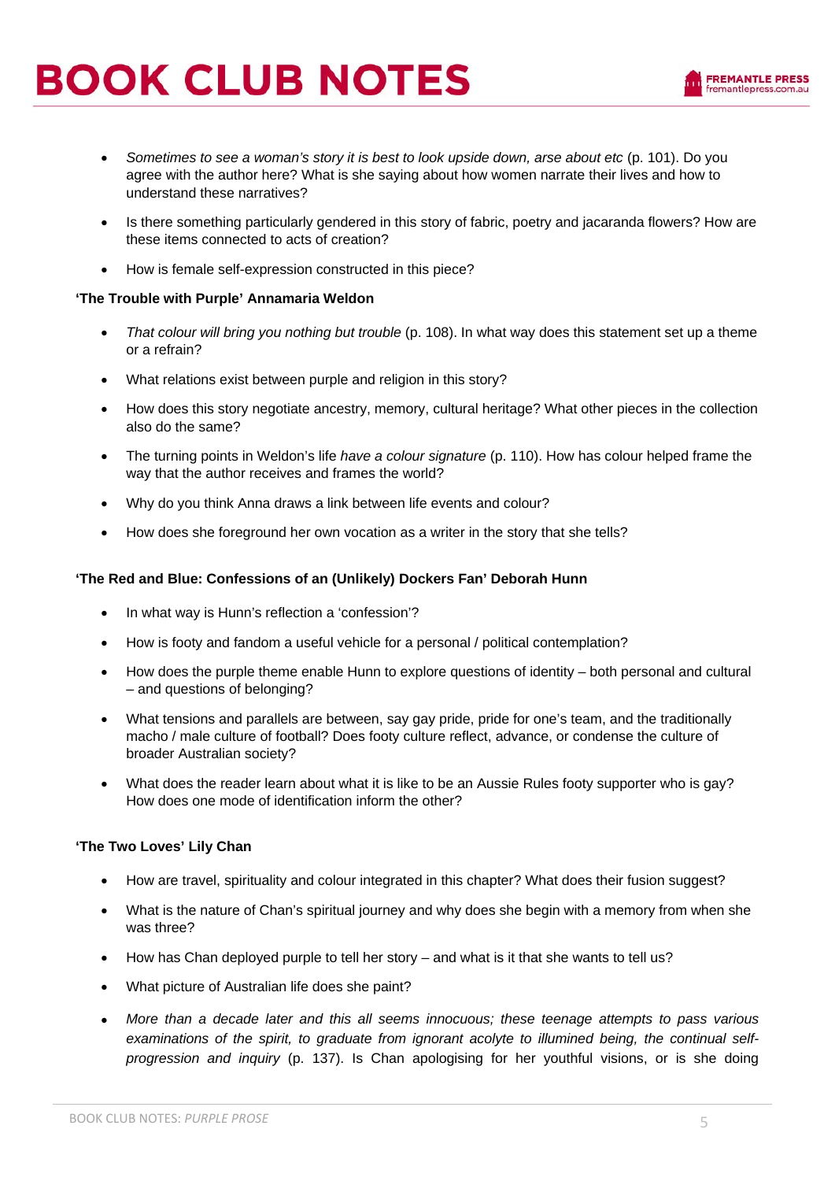- *Sometimes to see a woman's story it is best to look upside down, arse about etc* (p. 101). Do you agree with the author here? What is she saying about how women narrate their lives and how to understand these narratives?
- Is there something particularly gendered in this story of fabric, poetry and jacaranda flowers? How are these items connected to acts of creation?
- How is female self-expression constructed in this piece?

**'The Trouble with Purple' Annamaria Weldon**

- *That colour will bring you nothing but trouble* (p. 108). In what way does this statement set up a theme or a refrain?
- What relations exist between purple and religion in this story?
- How does this story negotiate ancestry, memory, cultural heritage? What other pieces in the collection also do the same?
- The turning points in Weldon's life *have a colour signature* (p. 110). How has colour helped frame the way that the author receives and frames the world?
- Why do you think Anna draws a link between life events and colour?
- How does she foreground her own vocation as a writer in the story that she tells?

**'The Red and Blue: Confessions of an (Unlikely) Dockers Fan' Deborah Hunn**

- In what way is Hunn's reflection a 'confession'?
- How is footy and fandom a useful vehicle for a personal / political contemplation?
- How does the purple theme enable Hunn to explore questions of identity – both personal and cultural – and questions of belonging?
- What tensions and parallels are between, say gay pride, pride for one's team, and the traditionally macho / male culture of football? Does footy culture reflect, advance, or condense the culture of broader Australian society?
- What does the reader learn about what it is like to be an Aussie Rules footy supporter who is gay? How does one mode of identification inform the other?

**'The Two Loves' Lily Chan**

- How are travel, spirituality and colour integrated in this chapter? What does their fusion suggest?
- What is the nature of Chan's spiritual journey and why does she begin with a memory from when she was three?
- How has Chan deployed purple to tell her story – and what is it that she wants to tell us?
- What picture of Australian life does she paint?
- *More than a decade later and this all seems innocuous; these teenage attempts to pass various examinations of the spirit, to graduate from ignorant acolyte to illumined being, the continual self-progression and inquiry* (p. 137). Is Chan apologising for her youthful visions, or is she doing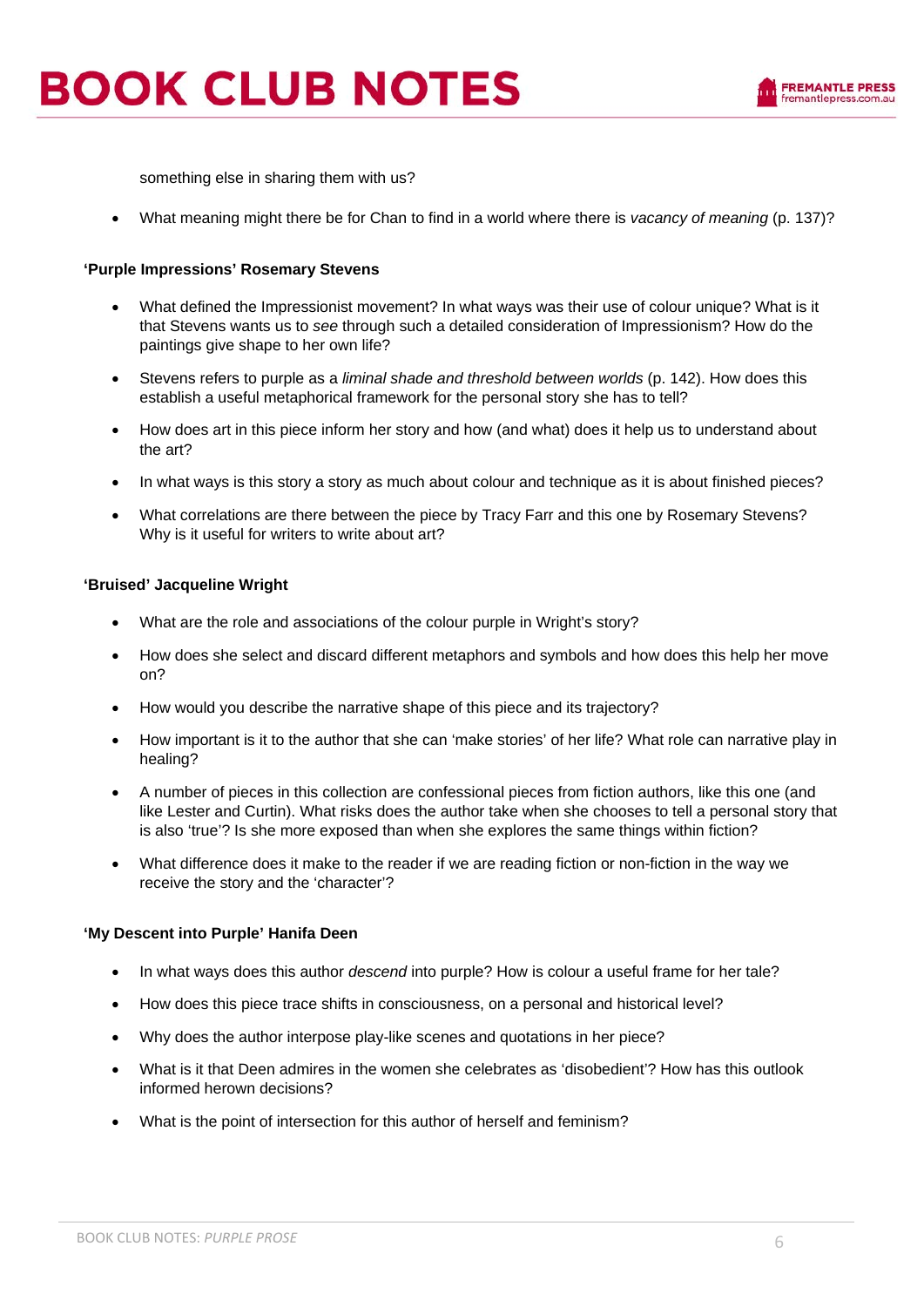something else in sharing them with us?

- What meaning might there be for Chan to find in a world where there is *vacancy of meaning* (p. 137)?

**'Purple Impressions' Rosemary Stevens**

- What defined the Impressionist movement? In what ways was their use of colour unique? What is it that Stevens wants us to *see* through such a detailed consideration of Impressionism? How do the paintings give shape to her own life?
- Stevens refers to purple as a *liminal shade and threshold between worlds* (p. 142). How does this establish a useful metaphorical framework for the personal story she has to tell?
- How does art in this piece inform her story and how (and what) does it help us to understand about the art?
- In what ways is this story a story as much about colour and technique as it is about finished pieces?
- What correlations are there between the piece by Tracy Farr and this one by Rosemary Stevens? Why is it useful for writers to write about art?

**'Bruised' Jacqueline Wright**

- What are the role and associations of the colour purple in Wright's story?
- How does she select and discard different metaphors and symbols and how does this help her move on?
- How would you describe the narrative shape of this piece and its trajectory?
- How important is it to the author that she can 'make stories' of her life? What role can narrative play in healing?
- A number of pieces in this collection are confessional pieces from fiction authors, like this one (and like Lester and Curtin). What risks does the author take when she chooses to tell a personal story that is also 'true'? Is she more exposed than when she explores the same things within fiction?
- What difference does it make to the reader if we are reading fiction or non-fiction in the way we receive the story and the 'character'?

**'My Descent into Purple' Hanifa Deen**

- In what ways does this author *descend* into purple? How is colour a useful frame for her tale?
- How does this piece trace shifts in consciousness, on a personal and historical level?
- Why does the author interpose play-like scenes and quotations in her piece?
- What is it that Deen admires in the women she celebrates as 'disobedient'? How has this outlook informed herown decisions?
- What is the point of intersection for this author of herself and feminism?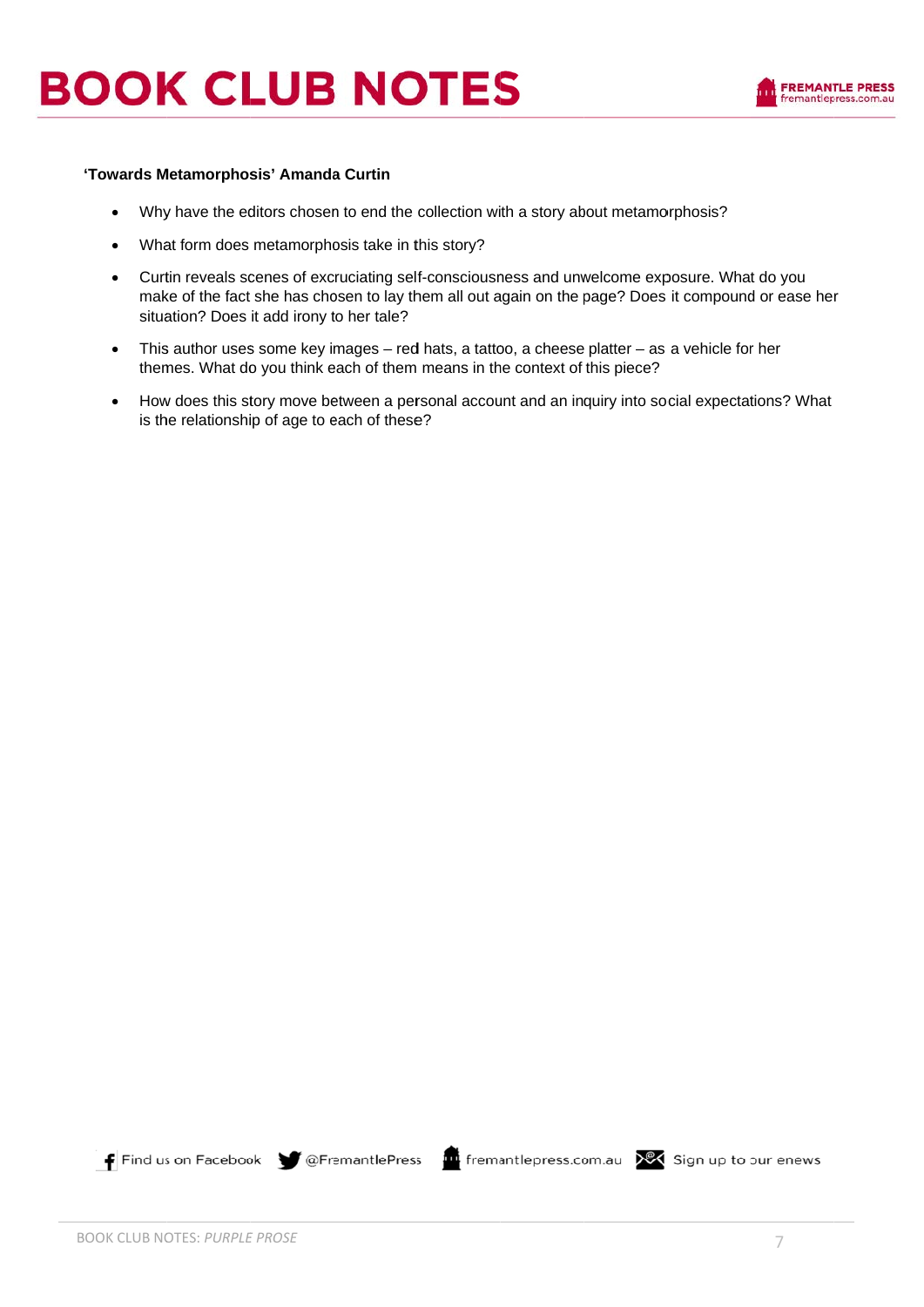**‘Towards Metamorphosis’ Amanda Curtin**

- Why have the editors chosen to end the collection with a story about metamorphosis?
- What form does metamorphosis take in this story?
- Curtin reveals scenes of excruciating self-consciousness and unwelcome exposure. What do you make of the fact she has chosen to lay them all out again on the page? Does it compound or ease her situation? Does it add irony to her tale?
- This author uses some key images – red hats, a tattoo, a cheese platter – as a vehicle for her themes. What do you think each of them means in the context of this piece?
- How does this story move between a personal account and an inquiry into social expectations? What is the relationship of age to each of these?